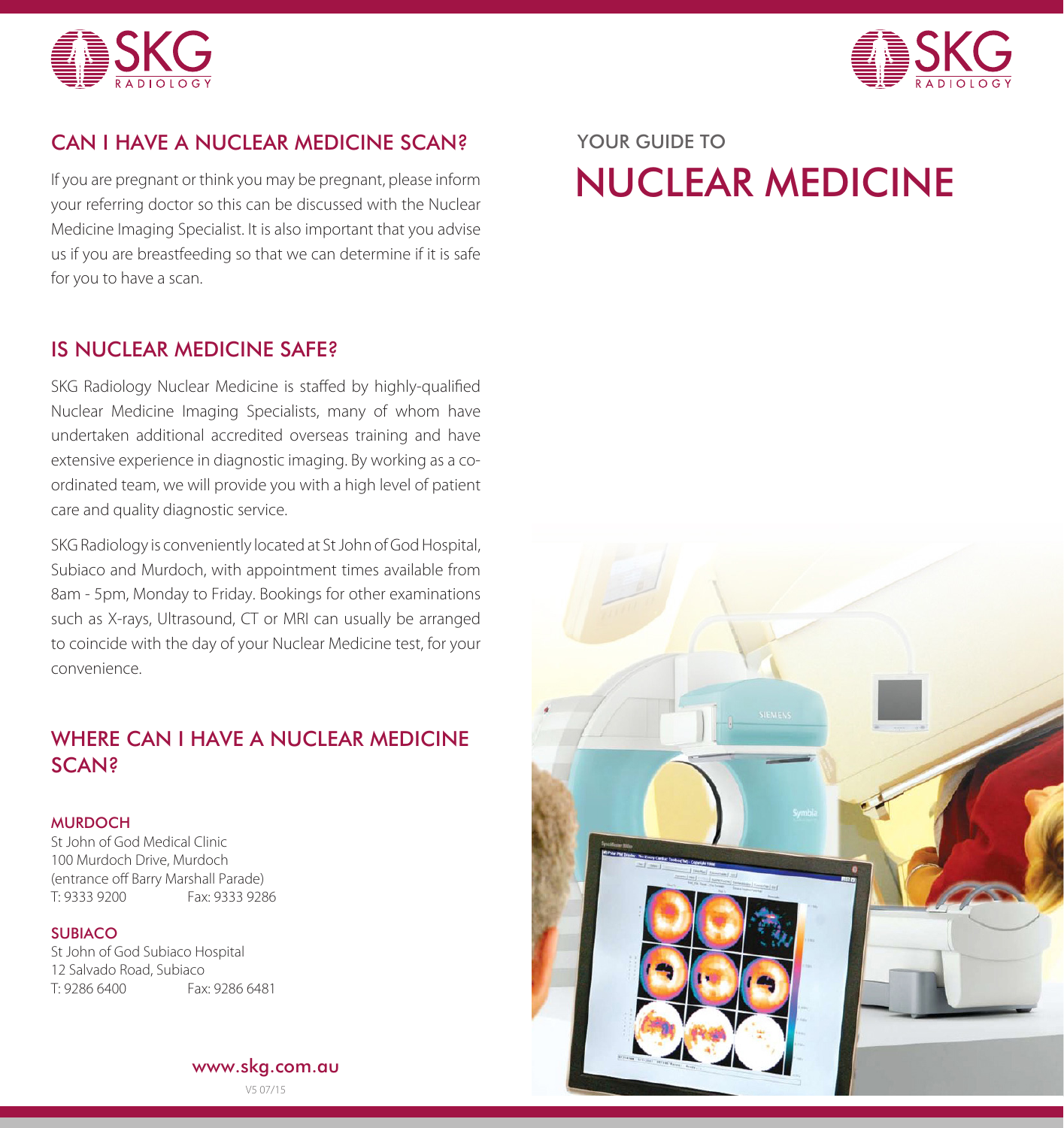SKG RADIOLOGY

## CAN I HAVE A NUCLEAR MEDICINE SCAN?

If you are pregnant or think you may be pregnant, please inform your referring doctor so this can be discussed with the Nuclear Medicine Imaging Specialist. It is also important that you advise us if you are breastfeeding so that we can determine if it is safe for you to have a scan.

## IS NUCLEAR MEDICINE SAFE?

SKG Radiology Nuclear Medicine is staffed by highly-qualified Nuclear Medicine Imaging Specialists, many of whom have undertaken additional accredited overseas training and have extensive experience in diagnostic imaging. By working as a co-ordinated team, we will provide you with a high level of patient care and quality diagnostic service.

SKG Radiology is conveniently located at St John of God Hospital, Subiaco and Murdoch, with appointment times available from 8am - 5pm, Monday to Friday. Bookings for other examinations such as X-rays, Ultrasound, CT or MRI can usually be arranged to coincide with the day of your Nuclear Medicine test, for your convenience.

## WHERE CAN I HAVE A NUCLEAR MEDICINE SCAN?

### MURDOCH

St John of God Medical Clinic
100 Murdoch Drive, Murdoch
(entrance off Barry Marshall Parade)
T: 9333 9200 Fax: 9333 9286

### SUBIACO

St John of God Subiaco Hospital
12 Salvado Road, Subiaco
T: 9286 6400 Fax: 9286 6481

www.skg.com.au

V5 07/15

SKG RADIOLOGY

YOUR GUIDE TO

# NUCLEAR MEDICINE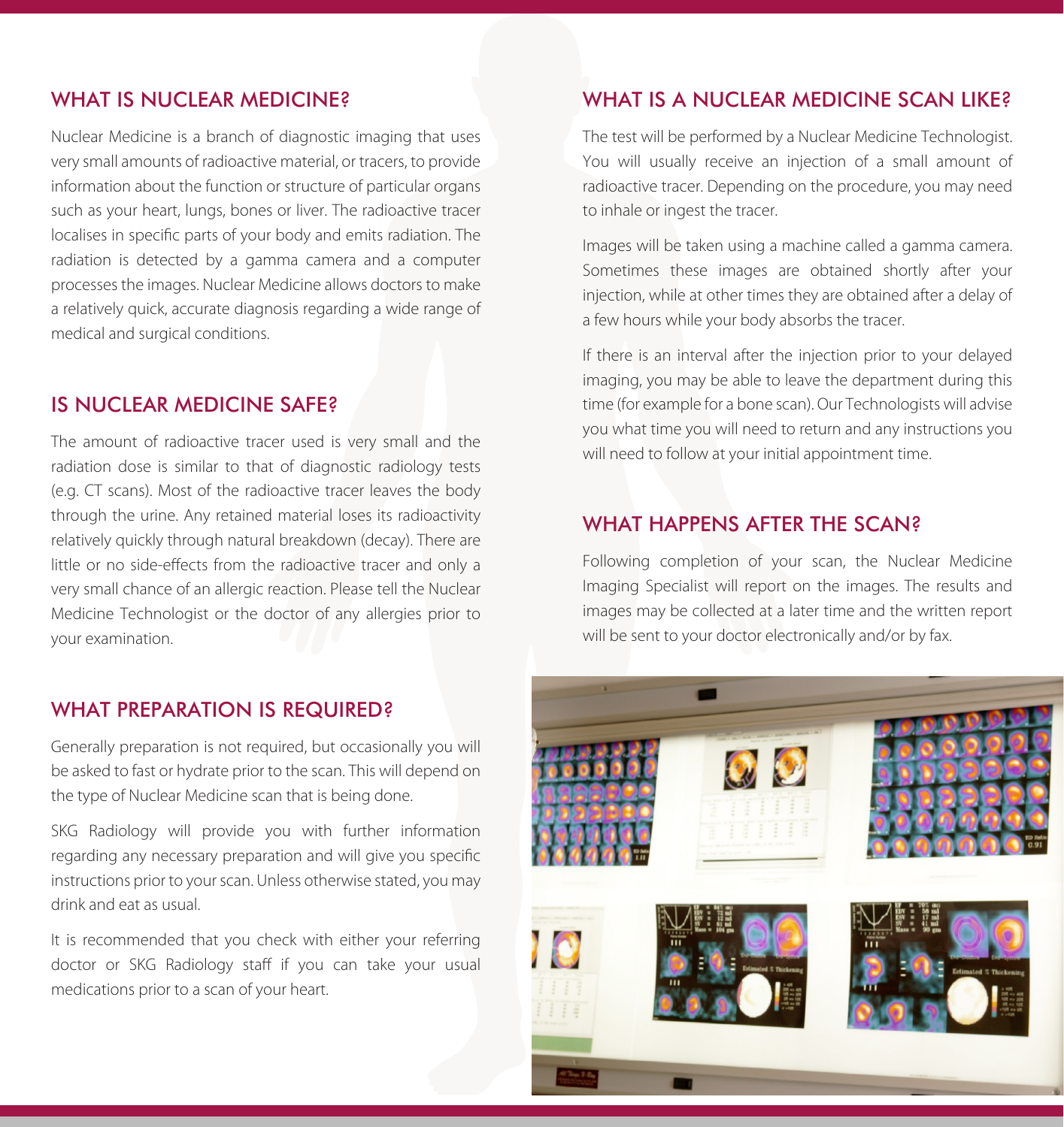## WHAT IS NUCLEAR MEDICINE?

Nuclear Medicine is a branch of diagnostic imaging that uses very small amounts of radioactive material, or tracers, to provide information about the function or structure of particular organs such as your heart, lungs, bones or liver. The radioactive tracer localises in specific parts of your body and emits radiation. The radiation is detected by a gamma camera and a computer processes the images. Nuclear Medicine allows doctors to make a relatively quick, accurate diagnosis regarding a wide range of medical and surgical conditions.

## IS NUCLEAR MEDICINE SAFE?

The amount of radioactive tracer used is very small and the radiation dose is similar to that of diagnostic radiology tests (e.g. CT scans). Most of the radioactive tracer leaves the body through the urine. Any retained material loses its radioactivity relatively quickly through natural breakdown (decay). There are little or no side-effects from the radioactive tracer and only a very small chance of an allergic reaction. Please tell the Nuclear Medicine Technologist or the doctor of any allergies prior to your examination.

## WHAT PREPARATION IS REQUIRED?

Generally preparation is not required, but occasionally you will be asked to fast or hydrate prior to the scan. This will depend on the type of Nuclear Medicine scan that is being done.

SKG Radiology will provide you with further information regarding any necessary preparation and will give you specific instructions prior to your scan. Unless otherwise stated, you may drink and eat as usual.

It is recommended that you check with either your referring doctor or SKG Radiology staff if you can take your usual medications prior to a scan of your heart.

## WHAT IS A NUCLEAR MEDICINE SCAN LIKE?

The test will be performed by a Nuclear Medicine Technologist. You will usually receive an injection of a small amount of radioactive tracer. Depending on the procedure, you may need to inhale or ingest the tracer.

Images will be taken using a machine called a gamma camera. Sometimes these images are obtained shortly after your injection, while at other times they are obtained after a delay of a few hours while your body absorbs the tracer.

If there is an interval after the injection prior to your delayed imaging, you may be able to leave the department during this time (for example for a bone scan). Our Technologists will advise you what time you will need to return and any instructions you will need to follow at your initial appointment time.

## WHAT HAPPENS AFTER THE SCAN?

Following completion of your scan, the Nuclear Medicine Imaging Specialist will report on the images. The results and images may be collected at a later time and the written report will be sent to your doctor electronically and/or by fax.